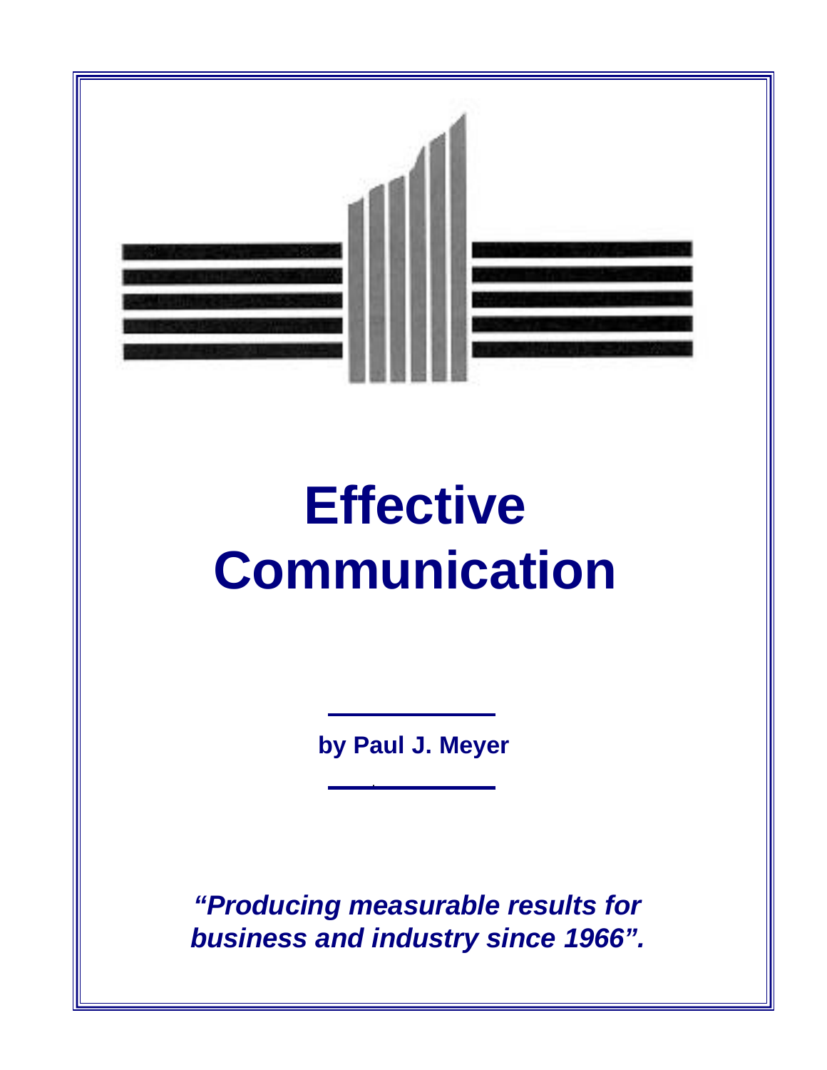# Effective Communication

**by Paul J. Meyer**

***"Producing measurable results for business and industry since 1966".***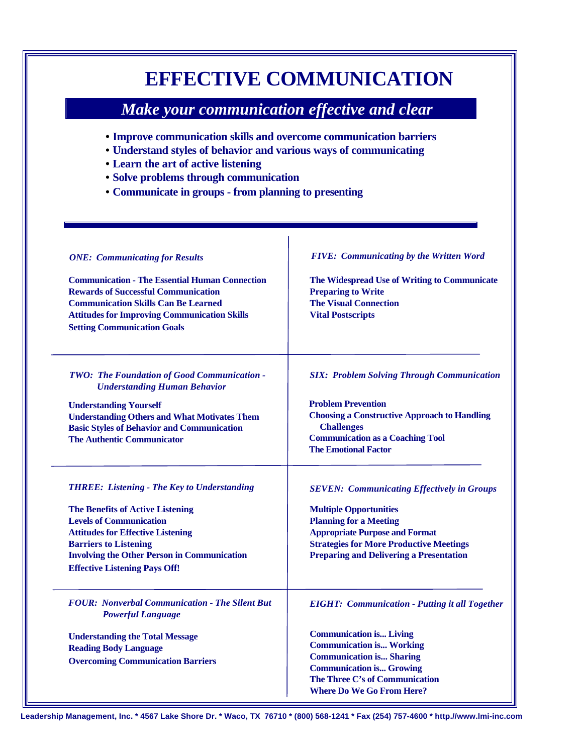# EFFECTIVE COMMUNICATION

***Make your communication effective and clear***

- **Improve communication skills and overcome communication barriers**
- **Understand styles of behavior and various ways of communicating**
- **Learn the art of active listening**
- **Solve problems through communication**
- **Communicate in groups - from planning to presenting**

***ONE: Communicating for Results***

**Communication - The Essential Human Connection**
**Rewards of Successful Communication**
**Communication Skills Can Be Learned**
**Attitudes for Improving Communication Skills**
**Setting Communication Goals**

***TWO: The Foundation of Good Communication - Understanding Human Behavior***

**Understanding Yourself**
**Understanding Others and What Motivates Them**
**Basic Styles of Behavior and Communication**
**The Authentic Communicator**

***THREE: Listening - The Key to Understanding***

**The Benefits of Active Listening**
**Levels of Communication**
**Attitudes for Effective Listening**
**Barriers to Listening**
**Involving the Other Person in Communication**
**Effective Listening Pays Off!**

***FOUR: Nonverbal Communication - The Silent But Powerful Language***

**Understanding the Total Message**
**Reading Body Language**
**Overcoming Communication Barriers**

***FIVE: Communicating by the Written Word***

**The Widespread Use of Writing to Communicate**
**Preparing to Write**
**The Visual Connection**
**Vital Postscripts**

***SIX: Problem Solving Through Communication***

**Problem Prevention**
**Choosing a Constructive Approach to Handling Challenges**
**Communication as a Coaching Tool**
**The Emotional Factor**

***SEVEN: Communicating Effectively in Groups***

**Multiple Opportunities**
**Planning for a Meeting**
**Appropriate Purpose and Format**
**Strategies for More Productive Meetings**
**Preparing and Delivering a Presentation**

***EIGHT: Communication - Putting it all Together***

**Communication is... Living**
**Communication is... Working**
**Communication is... Sharing**
**Communication is... Growing**
**The Three C's of Communication**
**Where Do We Go From Here?**

**Leadership Management, Inc. * 4567 Lake Shore Dr. * Waco, TX 76710 * (800) 568-1241 * Fax (254) 757-4600 * http.//www.lmi-inc.com**